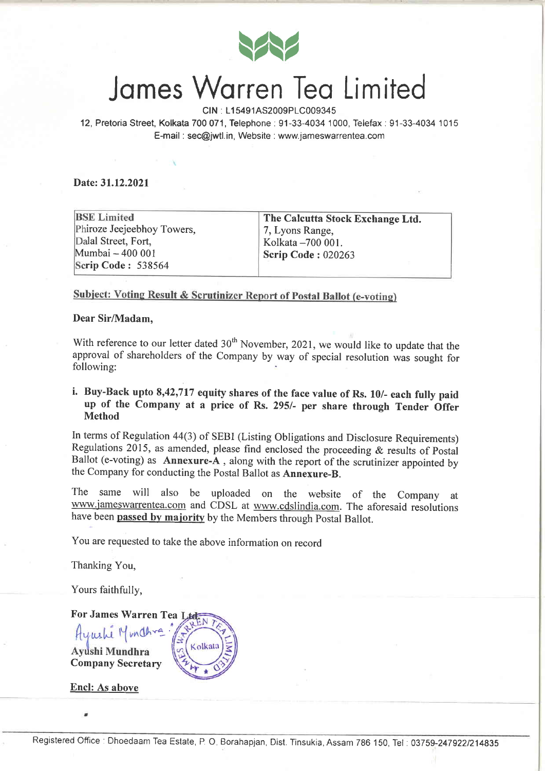# James Warren Tea Limited

CIN : L15491AS2009PLC009345

12, Pretoria Street, Kolkata 700 071, Telephone : 91-33-4034 1000, Telefax : 91-33-4034 1015

E-mail : sec@jwtl.in, Website : www.jameswarrentea.com

**Date: 31.12.2021**

| **BSE Limited**<br>Phiroze Jeejeebhoy Towers,<br>Dalal Street, Fort,<br>Mumbai – 400 001<br>**Scrip Code : 538564** | **The Calcutta Stock Exchange Ltd.**<br>7, Lyons Range,<br>Kolkata –700 001.<br>**Scrip Code : 020263** |
|---|---|

**Subject: Voting Result & Scrutinizer Report of Postal Ballot (e-voting)**

**Dear Sir/Madam,**

With reference to our letter dated 30th November, 2021, we would like to update that the approval of shareholders of the Company by way of special resolution was sought for following:

i. **Buy-Back upto 8,42,717 equity shares of the face value of Rs. 10/- each fully paid up of the Company at a price of Rs. 295/- per share through Tender Offer Method**

In terms of Regulation 44(3) of SEBI (Listing Obligations and Disclosure Requirements) Regulations 2015, as amended, please find enclosed the proceeding & results of Postal Ballot (e-voting) as **Annexure-A** , along with the report of the scrutinizer appointed by the Company for conducting the Postal Ballot as **Annexure-B**.

The same will also be uploaded on the website of the Company at www.jameswarrentea.com and CDSL at www.cdslindia.com. The aforesaid resolutions have been **passed by majority** by the Members through Postal Ballot.

You are requested to take the above information on record

Thanking You,

Yours faithfully,

**For James Warren Tea Ltd.**

**Ayushi Mundhra**
**Company Secretary**

**Encl: As above**

Registered Office : Dhoedaam Tea Estate, P. O. Borahapjan, Dist. Tinsukia, Assam 786 150, Tel : 03759-247922/214835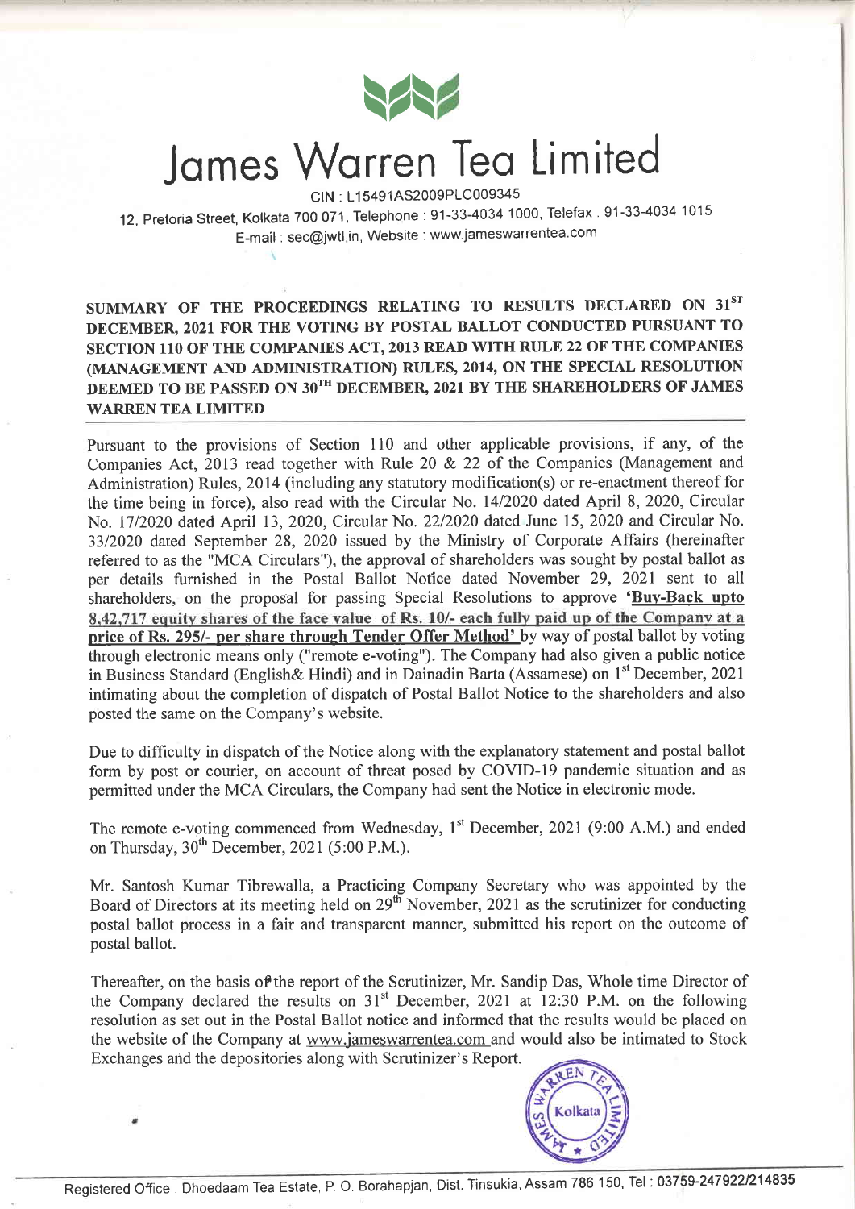# James Warren Tea Limited

CIN : L15491AS2009PLC009345

12, Pretoria Street, Kolkata 700 071, Telephone : 91-33-4034 1000, Telefax : 91-33-4034 1015

E-mail : sec@jwtl.in, Website : www.jameswarrentea.com

**SUMMARY OF THE PROCEEDINGS RELATING TO RESULTS DECLARED ON 31ST DECEMBER, 2021 FOR THE VOTING BY POSTAL BALLOT CONDUCTED PURSUANT TO SECTION 110 OF THE COMPANIES ACT, 2013 READ WITH RULE 22 OF THE COMPANIES (MANAGEMENT AND ADMINISTRATION) RULES, 2014, ON THE SPECIAL RESOLUTION DEEMED TO BE PASSED ON 30TH DECEMBER, 2021 BY THE SHAREHOLDERS OF JAMES WARREN TEA LIMITED**

Pursuant to the provisions of Section 110 and other applicable provisions, if any, of the Companies Act, 2013 read together with Rule 20 & 22 of the Companies (Management and Administration) Rules, 2014 (including any statutory modification(s) or re-enactment thereof for the time being in force), also read with the Circular No. 14/2020 dated April 8, 2020, Circular No. 17/2020 dated April 13, 2020, Circular No. 22/2020 dated June 15, 2020 and Circular No. 33/2020 dated September 28, 2020 issued by the Ministry of Corporate Affairs (hereinafter referred to as the "MCA Circulars"), the approval of shareholders was sought by postal ballot as per details furnished in the Postal Ballot Notice dated November 29, 2021 sent to all shareholders, on the proposal for passing Special Resolutions to approve **'Buy-Back upto 8,42,717 equity shares of the face value of Rs. 10/- each fully paid up of the Company at a price of Rs. 295/- per share through Tender Offer Method'** by way of postal ballot by voting through electronic means only ("remote e-voting"). The Company had also given a public notice in Business Standard (English& Hindi) and in Dainadin Barta (Assamese) on 1st December, 2021 intimating about the completion of dispatch of Postal Ballot Notice to the shareholders and also posted the same on the Company's website.

Due to difficulty in dispatch of the Notice along with the explanatory statement and postal ballot form by post or courier, on account of threat posed by COVID-19 pandemic situation and as permitted under the MCA Circulars, the Company had sent the Notice in electronic mode.

The remote e-voting commenced from Wednesday, 1st December, 2021 (9:00 A.M.) and ended on Thursday, 30th December, 2021 (5:00 P.M.).

Mr. Santosh Kumar Tibrewalla, a Practicing Company Secretary who was appointed by the Board of Directors at its meeting held on 29th November, 2021 as the scrutinizer for conducting postal ballot process in a fair and transparent manner, submitted his report on the outcome of postal ballot.

Thereafter, on the basis of the report of the Scrutinizer, Mr. Sandip Das, Whole time Director of the Company declared the results on 31st December, 2021 at 12:30 P.M. on the following resolution as set out in the Postal Ballot notice and informed that the results would be placed on the website of the Company at www.jameswarrentea.com and would also be intimated to Stock Exchanges and the depositories along with Scrutinizer's Report.

Registered Office : Dhoedaam Tea Estate, P. O. Borahapjan, Dist. Tinsukia, Assam 786 150, Tel : 03759-247922/214835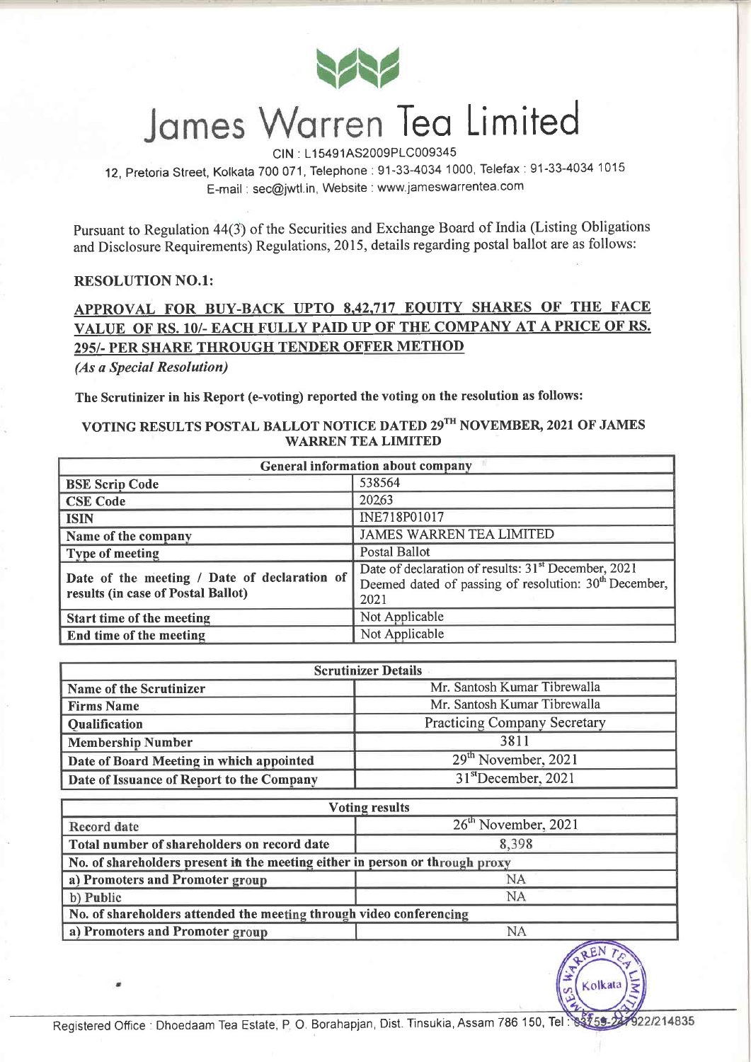# James Warren Tea Limited

CIN : L15491AS2009PLC009345

12, Pretoria Street, Kolkata 700 071, Telephone : 91-33-4034 1000, Telefax : 91-33-4034 1015

E-mail : sec@jwtl.in, Website : www.jameswarrentea.com

Pursuant to Regulation 44(3) of the Securities and Exchange Board of India (Listing Obligations and Disclosure Requirements) Regulations, 2015, details regarding postal ballot are as follows:

**RESOLUTION NO.1:**

## APPROVAL FOR BUY-BACK UPTO 8,42,717 EQUITY SHARES OF THE FACE VALUE OF RS. 10/- EACH FULLY PAID UP OF THE COMPANY AT A PRICE OF RS. 295/- PER SHARE THROUGH TENDER OFFER METHOD

*(As a Special Resolution)*

**The Scrutinizer in his Report (e-voting) reported the voting on the resolution as follows:**

### VOTING RESULTS POSTAL BALLOT NOTICE DATED 29TH NOVEMBER, 2021 OF JAMES WARREN TEA LIMITED

| General information about company | |
|---|---|
| **BSE Scrip Code** | 538564 |
| **CSE Code** | 20263 |
| **ISIN** | INE718P01017 |
| **Name of the company** | JAMES WARREN TEA LIMITED |
| **Type of meeting** | Postal Ballot |
| **Date of the meeting / Date of declaration of results (in case of Postal Ballot)** | Date of declaration of results: 31st December, 2021 Deemed dated of passing of resolution: 30th December, 2021 |
| **Start time of the meeting** | Not Applicable |
| **End time of the meeting** | Not Applicable |

| Scrutinizer Details | |
|---|---|
| **Name of the Scrutinizer** | Mr. Santosh Kumar Tibrewalla |
| **Firms Name** | Mr. Santosh Kumar Tibrewalla |
| **Qualification** | Practicing Company Secretary |
| **Membership Number** | 3811 |
| **Date of Board Meeting in which appointed** | 29th November, 2021 |
| **Date of Issuance of Report to the Company** | 31stDecember, 2021 |

| Voting results | |
|---|---|
| Record date | 26th November, 2021 |
| **Total number of shareholders on record date** | 8,398 |
| **No. of shareholders present in the meeting either in person or through proxy** | |
| **a) Promoters and Promoter group** | NA |
| **b) Public** | NA |
| **No. of shareholders attended the meeting through video conferencing** | |
| **a) Promoters and Promoter group** | NA |

Registered Office : Dhoedaam Tea Estate, P. O. Borahapjan, Dist. Tinsukia, Assam 786 150, Tel : 83759-247922/214835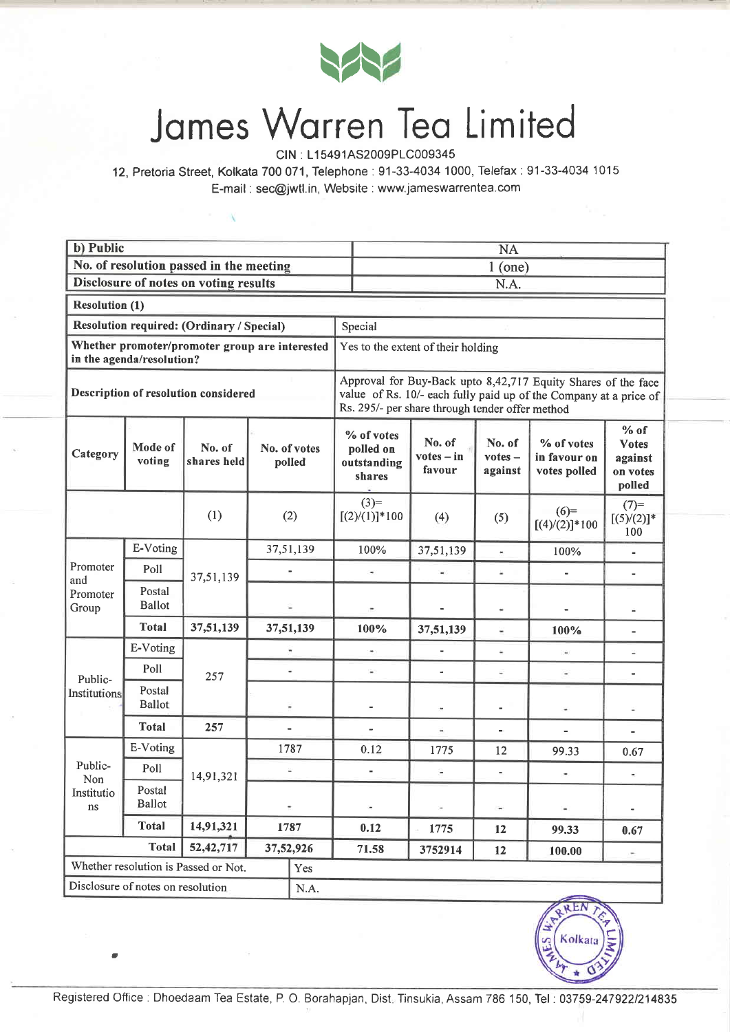# James Warren Tea Limited

CIN : L15491AS2009PLC009345

12, Pretoria Street, Kolkata 700 071, Telephone : 91-33-4034 1000, Telefax : 91-33-4034 1015

E-mail : sec@jwtl.in, Website : www.jameswarrentea.com

| **b) Public** | NA |
|---|---|
| **No. of resolution passed in the meeting** | 1 (one) |
| **Disclosure of notes on voting results** | N.A. |

| **Resolution (1)** | |
|---|---|
| **Resolution required: (Ordinary / Special)** | Special |
| **Whether promoter/promoter group are interested in the agenda/resolution?** | Yes to the extent of their holding |
| **Description of resolution considered** | Approval for Buy-Back upto 8,42,717 Equity Shares of the face value of Rs. 10/- each fully paid up of the Company at a price of Rs. 295/- per share through tender offer method |

| Category | Mode of voting | No. of shares held | No. of votes polled | % of votes polled on outstanding shares | No. of votes – in favour | No. of votes – against | % of votes in favour on votes polled | % of Votes against on votes polled |
|---|---|---|---|---|---|---|---|---|
| | | (1) | (2) | (3)= [(2)/(1)]*100 | (4) | (5) | (6)= [(4)/(2)]*100 | (7)= [(5)/(2)]* 100 |
| Promoter and Promoter Group | E-Voting | 37,51,139 | 37,51,139 | 100% | 37,51,139 | - | 100% | - |
| | Poll | | - | - | - | - | - | - |
| | Postal Ballot | | - | - | - | - | - | - |
| | **Total** | **37,51,139** | **37,51,139** | **100%** | **37,51,139** | - | **100%** | - |
| Public-Institutions | E-Voting | 257 | - | - | - | - | - | - |
| | Poll | | - | - | - | - | - | - |
| | Postal Ballot | | - | - | - | - | - | - |
| | **Total** | **257** | - | - | - | - | - | - |
| Public-Non Institutions | E-Voting | 14,91,321 | 1787 | 0.12 | 1775 | 12 | 99.33 | 0.67 |
| | Poll | | - | - | - | - | - | - |
| | Postal Ballot | | - | - | - | - | - | - |
| | **Total** | **14,91,321** | **1787** | **0.12** | **1775** | **12** | **99.33** | **0.67** |
| | **Total** | **52,42,717** | **37,52,926** | **71.58** | **3752914** | **12** | **100.00** | - |

| Whether resolution is Passed or Not. | Yes |
|---|---|
| Disclosure of notes on resolution | N.A. |

Registered Office : Dhoedaam Tea Estate, P. O. Borahapjan, Dist. Tinsukia, Assam 786 150, Tel : 03759-247922/214835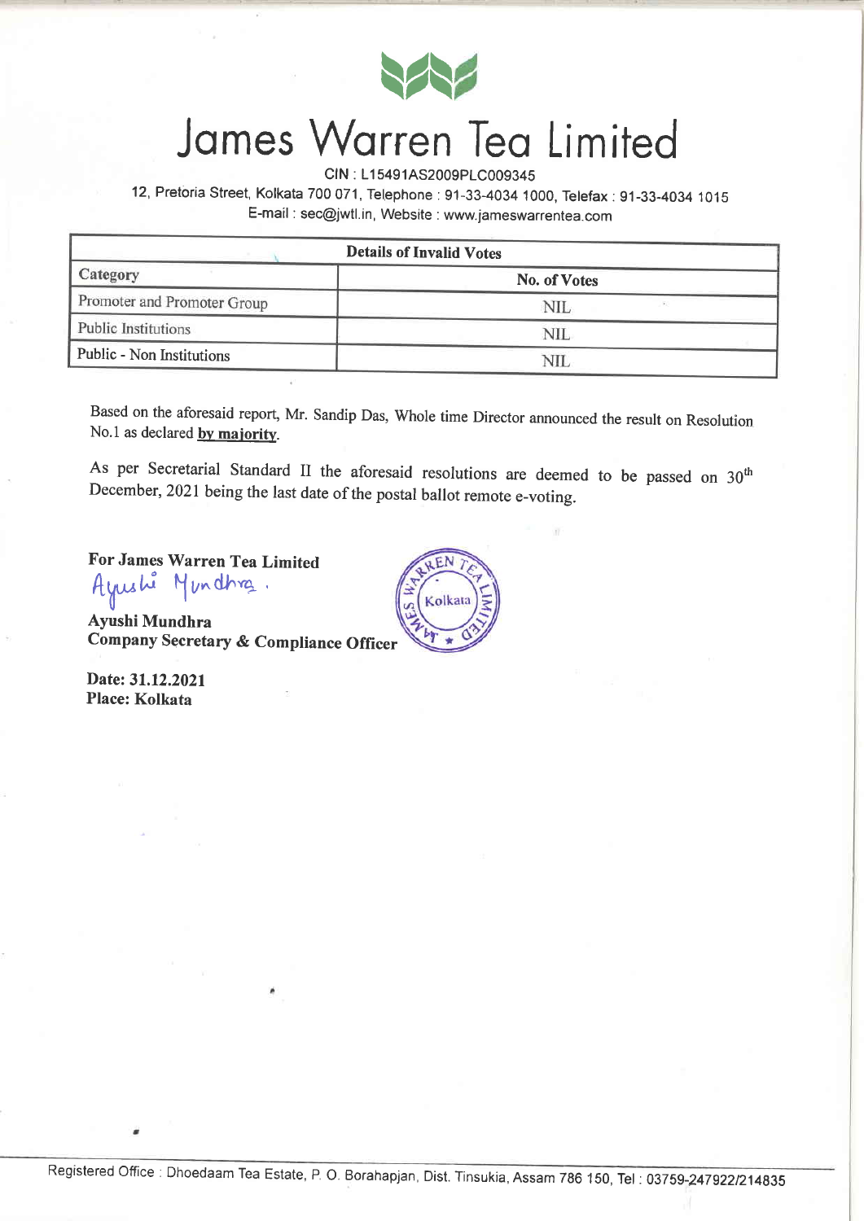# James Warren Tea Limited

CIN : L15491AS2009PLC009345

12, Pretoria Street, Kolkata 700 071, Telephone : 91-33-4034 1000, Telefax : 91-33-4034 1015

E-mail : sec@jwtl.in, Website : www.jameswarrentea.com

| Details of Invalid Votes | |
|---|---|
| **Category** | **No. of Votes** |
| Promoter and Promoter Group | NIL |
| Public Institutions | NIL |
| Public - Non Institutions | NIL |

Based on the aforesaid report, Mr. Sandip Das, Whole time Director announced the result on Resolution No.1 as declared **by majority**.

As per Secretarial Standard II the aforesaid resolutions are deemed to be passed on 30th December, 2021 being the last date of the postal ballot remote e-voting.

**For James Warren Tea Limited**

Ayushi Mundhra

**Ayushi Mundhra**
**Company Secretary & Compliance Officer**

**Date: 31.12.2021**
**Place: Kolkata**

Registered Office : Dhoedaam Tea Estate, P. O. Borahapjan, Dist. Tinsukia, Assam 786 150, Tel : 03759-247922/214835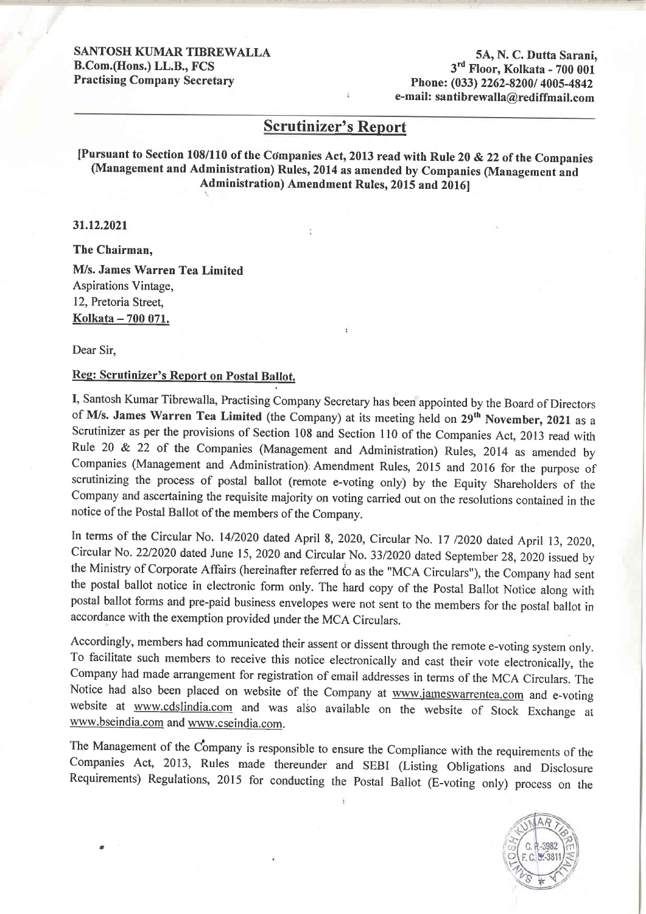**SANTOSH KUMAR TIBREWALLA**
**B.Com.(Hons.) LL.B., FCS**
**Practising Company Secretary**

**5A, N. C. Dutta Sarani,**
**3rd Floor, Kolkata - 700 001**
**Phone: (033) 2262-8200/ 4005-4842**
**e-mail: santibrewalla@rediffmail.com**

---

## Scrutinizer's Report

**[Pursuant to Section 108/110 of the Companies Act, 2013 read with Rule 20 & 22 of the Companies (Management and Administration) Rules, 2014 as amended by Companies (Management and Administration) Amendment Rules, 2015 and 2016]**

**31.12.2021**

**The Chairman,**
**M/s. James Warren Tea Limited**
Aspirations Vintage,
12, Pretoria Street,
Kolkata – 700 071.

Dear Sir,

**Reg: Scrutinizer's Report on Postal Ballot.**

I, Santosh Kumar Tibrewalla, Practising Company Secretary has been appointed by the Board of Directors of **M/s. James Warren Tea Limited** (the Company) at its meeting held on **29th November, 2021** as a Scrutinizer as per the provisions of Section 108 and Section 110 of the Companies Act, 2013 read with Rule 20 & 22 of the Companies (Management and Administration) Rules, 2014 as amended by Companies (Management and Administration) Amendment Rules, 2015 and 2016 for the purpose of scrutinizing the process of postal ballot (remote e-voting only) by the Equity Shareholders of the Company and ascertaining the requisite majority on voting carried out on the resolutions contained in the notice of the Postal Ballot of the members of the Company.

In terms of the Circular No. 14/2020 dated April 8, 2020, Circular No. 17 /2020 dated April 13, 2020, Circular No. 22/2020 dated June 15, 2020 and Circular No. 33/2020 dated September 28, 2020 issued by the Ministry of Corporate Affairs (hereinafter referred to as the "MCA Circulars"), the Company had sent the postal ballot notice in electronic form only. The hard copy of the Postal Ballot Notice along with postal ballot forms and pre-paid business envelopes were not sent to the members for the postal ballot in accordance with the exemption provided under the MCA Circulars.

Accordingly, members had communicated their assent or dissent through the remote e-voting system only. To facilitate such members to receive this notice electronically and cast their vote electronically, the Company had made arrangement for registration of email addresses in terms of the MCA Circulars. The Notice had also been placed on website of the Company at www.jameswarrentea.com and e-voting website at www.cdslindia.com and was also available on the website of Stock Exchange at www.bseindia.com and www.cseindia.com.

The Management of the Company is responsible to ensure the Compliance with the requirements of the Companies Act, 2013, Rules made thereunder and SEBI (Listing Obligations and Disclosure Requirements) Regulations, 2015 for conducting the Postal Ballot (E-voting only) process on the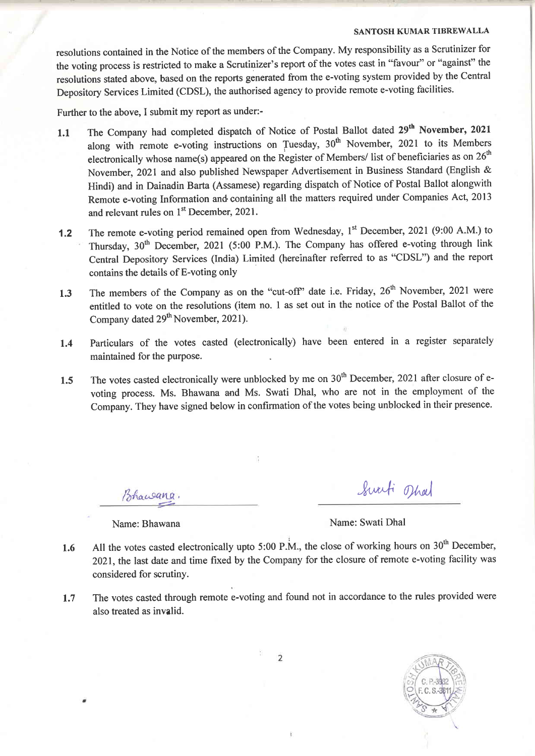resolutions contained in the Notice of the members of the Company. My responsibility as a Scrutinizer for the voting process is restricted to make a Scrutinizer's report of the votes cast in "favour" or "against" the resolutions stated above, based on the reports generated from the e-voting system provided by the Central Depository Services Limited (CDSL), the authorised agency to provide remote e-voting facilities.

Further to the above, I submit my report as under:-

1.1 The Company had completed dispatch of Notice of Postal Ballot dated **29th November, 2021** along with remote e-voting instructions on Tuesday, 30th November, 2021 to its Members electronically whose name(s) appeared on the Register of Members/ list of beneficiaries as on 26th November, 2021 and also published Newspaper Advertisement in Business Standard (English & Hindi) and in Dainadin Barta (Assamese) regarding dispatch of Notice of Postal Ballot alongwith Remote e-voting Information and containing all the matters required under Companies Act, 2013 and relevant rules on 1st December, 2021.

1.2 The remote e-voting period remained open from Wednesday, 1st December, 2021 (9:00 A.M.) to Thursday, 30th December, 2021 (5:00 P.M.). The Company has offered e-voting through link Central Depository Services (India) Limited (hereinafter referred to as "CDSL") and the report contains the details of E-voting only

1.3 The members of the Company as on the "cut-off" date i.e. Friday, 26th November, 2021 were entitled to vote on the resolutions (item no. 1 as set out in the notice of the Postal Ballot of the Company dated 29th November, 2021).

1.4 Particulars of the votes casted (electronically) have been entered in a register separately maintained for the purpose.

1.5 The votes casted electronically were unblocked by me on 30th December, 2021 after closure of e-voting process. Ms. Bhawana and Ms. Swati Dhal, who are not in the employment of the Company. They have signed below in confirmation of the votes being unblocked in their presence.

| Name: Bhawana | Name: Swati Dhal |
|---|---|

1.6 All the votes casted electronically upto 5:00 P.M., the close of working hours on 30th December, 2021, the last date and time fixed by the Company for the closure of remote e-voting facility was considered for scrutiny.

1.7 The votes casted through remote e-voting and found not in accordance to the rules provided were also treated as invalid.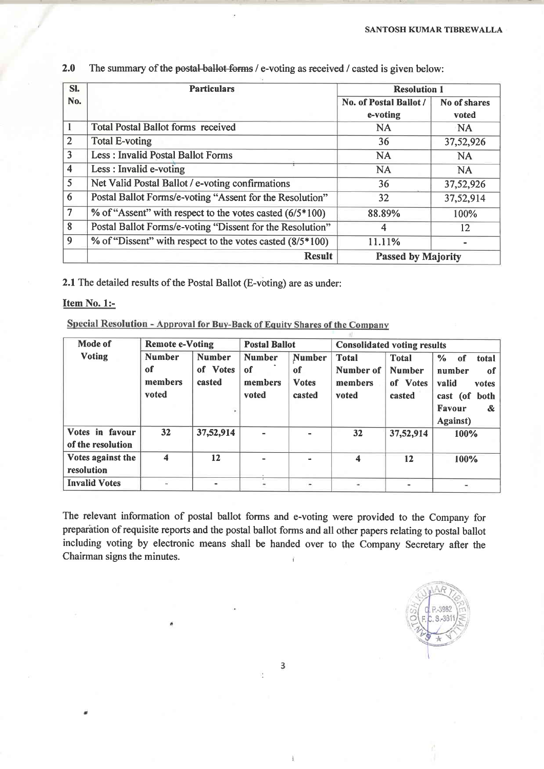2.0 The summary of the ~~postal ballot forms~~ / e-voting as ~~received~~ / casted is given below:

| Sl. No. | Particulars | Resolution 1 | |
|---|---|---|---|
| | | No. of Postal Ballot / e-voting | No of shares voted |
| 1 | Total Postal Ballot forms received | NA | NA |
| 2 | Total E-voting | 36 | 37,52,926 |
| 3 | Less : Invalid Postal Ballot Forms | NA | NA |
| 4 | Less : Invalid e-voting | NA | NA |
| 5 | Net Valid Postal Ballot / e-voting confirmations | 36 | 37,52,926 |
| 6 | Postal Ballot Forms/e-voting "Assent for the Resolution" | 32 | 37,52,914 |
| 7 | % of "Assent" with respect to the votes casted (6/5*100) | 88.89% | 100% |
| 8 | Postal Ballot Forms/e-voting "Dissent for the Resolution" | 4 | 12 |
| 9 | % of "Dissent" with respect to the votes casted (8/5*100) | 11.11% | - |
| | **Result** | **Passed by Majority** | |

2.1 The detailed results of the Postal Ballot (E-voting) are as under:

**Item No. 1:-**

**Special Resolution - Approval for Buy-Back of Equity Shares of the Company**

| Mode of Voting | Remote e-Voting | | Postal Ballot | | Consolidated voting results | | |
|---|---|---|---|---|---|---|---|
| | Number of members voted | Number of Votes casted | Number of members voted | Number of Votes casted | Total Number of members voted | Total Number of Votes casted | % of total number of valid votes cast (of both Favour & Against) |
| Votes in favour of the resolution | 32 | 37,52,914 | - | - | 32 | 37,52,914 | 100% |
| Votes against the resolution | 4 | 12 | - | - | 4 | 12 | 100% |
| Invalid Votes | - | - | - | - | - | - | - |

The relevant information of postal ballot forms and e-voting were provided to the Company for preparation of requisite reports and the postal ballot forms and all other papers relating to postal ballot including voting by electronic means shall be handed over to the Company Secretary after the Chairman signs the minutes.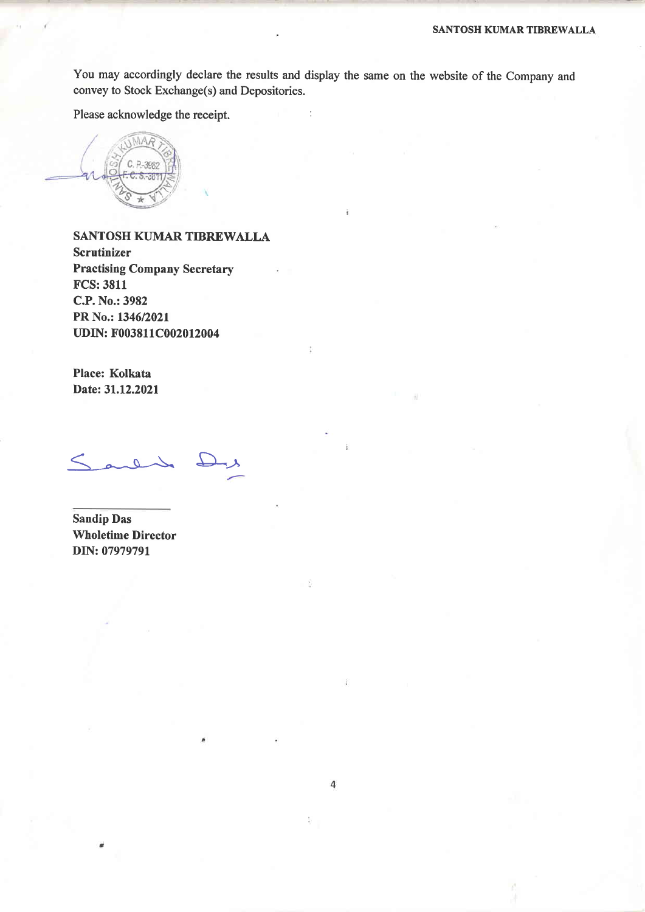You may accordingly declare the results and display the same on the website of the Company and convey to Stock Exchange(s) and Depositories.

Please acknowledge the receipt.

**SANTOSH KUMAR TIBREWALLA**
**Scrutinizer**
**Practising Company Secretary**
**FCS: 3811**
**C.P. No.: 3982**
**PR No.: 1346/2021**
**UDIN: F003811C002012004**

**Place: Kolkata**
**Date: 31.12.2021**

**Sandip Das**
**Wholetime Director**
**DIN: 07979791**